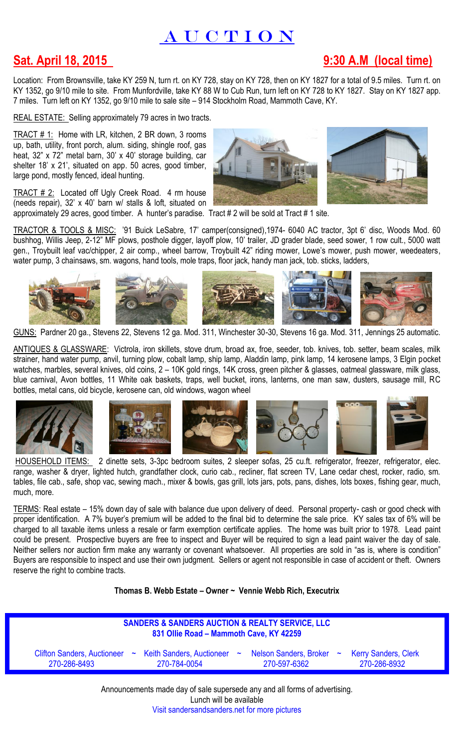# A U C T I O N

## Sat. April 18, 2015 — 9:30 A.M (local time)

Location: From Brownsville, take KY 259 N, turn rt. on KY 728, stay on KY 728, then on KY 1827 for a total of 9.5 miles. Turn rt. on KY 1352, go 9/10 mile to site. From Munfordville, take KY 88 W to Cub Run, turn left on KY 728 to KY 1827. Stay on KY 1827 app. 7 miles. Turn left on KY 1352, go 9/10 mile to sale site – 914 Stockholm Road, Mammoth Cave, KY.

REAL ESTATE: Selling approximately 79 acres in two tracts.

TRACT # 1: Home with LR, kitchen, 2 BR down, 3 rooms up, bath, utility, front porch, alum. siding, shingle roof, gas heat, 32" x 72" metal barn, 30' x 40' storage building, car shelter 18' x 21', situated on app. 50 acres, good timber, large pond, mostly fenced, ideal hunting.

TRACT # 2: Located off Ugly Creek Road. 4 rm house (needs repair), 32' x 40' barn w/ stalls & loft, situated on approximately 29 acres, good timber. A hunter's paradise. Tract # 2 will be sold at Tract # 1 site.

TRACTOR & TOOLS & MISC: '91 Buick LeSabre, 17' camper(consigned),1974- 6040 AC tractor, 3pt 6' disc, Woods Mod. 60 bushhog, Willis Jeep, 2-12" MF plows, posthole digger, layoff plow, 10' trailer, JD grader blade, seed sower, 1 row cult., 5000 watt gen., Troybuilt leaf vac/chipper, 2 air comp., wheel barrow, Troybuilt 42" riding mower, Lowe's mower, push mower, weedeaters, water pump, 3 chainsaws, sm. wagons, hand tools, mole traps, floor jack, handy man jack, tob. sticks, ladders,

GUNS: Pardner 20 ga., Stevens 22, Stevens 12 ga. Mod. 311, Winchester 30-30, Stevens 16 ga. Mod. 311, Jennings 25 automatic.

ANTIQUES & GLASSWARE: Victrola, iron skillets, stove drum, broad ax, froe, seeder, tob. knives, tob. setter, beam scales, milk strainer, hand water pump, anvil, turning plow, cobalt lamp, ship lamp, Aladdin lamp, pink lamp, 14 kerosene lamps, 3 Elgin pocket watches, marbles, several knives, old coins, 2 – 10K gold rings, 14K cross, green pitcher & glasses, oatmeal glassware, milk glass, blue carnival, Avon bottles, 11 White oak baskets, traps, well bucket, irons, lanterns, one man saw, dusters, sausage mill, RC bottles, metal cans, old bicycle, kerosene can, old windows, wagon wheel

HOUSEHOLD ITEMS: 2 dinette sets, 3-3pc bedroom suites, 2 sleeper sofas, 25 cu.ft. refrigerator, freezer, refrigerator, elec. range, washer & dryer, lighted hutch, grandfather clock, curio cab., recliner, flat screen TV, Lane cedar chest, rocker, radio, sm. tables, file cab., safe, shop vac, sewing mach., mixer & bowls, gas grill, lots jars, pots, pans, dishes, lots boxes, fishing gear, much, much, more.

TERMS: Real estate – 15% down day of sale with balance due upon delivery of deed. Personal property- cash or good check with proper identification. A 7% buyer's premium will be added to the final bid to determine the sale price. KY sales tax of 6% will be charged to all taxable items unless a resale or farm exemption certificate applies. The home was built prior to 1978. Lead paint could be present. Prospective buyers are free to inspect and Buyer will be required to sign a lead paint waiver the day of sale. Neither sellers nor auction firm make any warranty or covenant whatsoever. All properties are sold in "as is, where is condition" Buyers are responsible to inspect and use their own judgment. Sellers or agent not responsible in case of accident or theft. Owners reserve the right to combine tracts.

**Thomas B. Webb Estate – Owner ~ Vennie Webb Rich, Executrix**

**SANDERS & SANDERS AUCTION & REALTY SERVICE, LLC**
**831 Ollie Road – Mammoth Cave, KY 42259**

Clifton Sanders, Auctioneer 270-286-8493 ~ Keith Sanders, Auctioneer 270-784-0054 ~ Nelson Sanders, Broker 270-597-6362 ~ Kerry Sanders, Clerk 270-286-8932

Announcements made day of sale supersede any and all forms of advertising.
Lunch will be available
Visit sandersandsanders.net for more pictures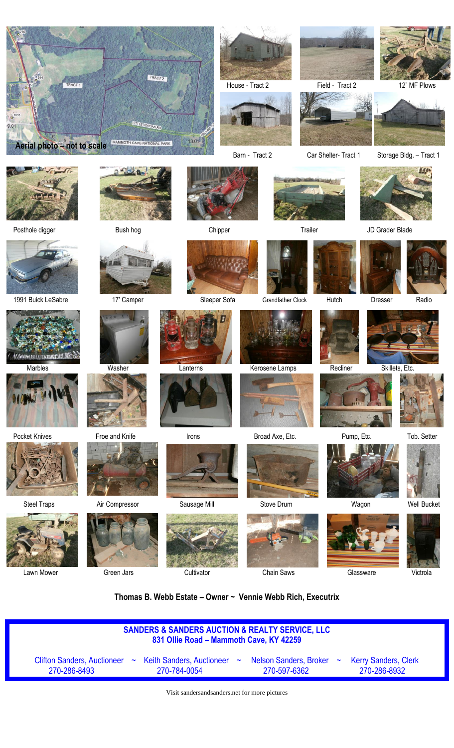Aerial photo – not to scale

House - Tract 2

Field - Tract 2

12" MF Plows

Barn - Tract 2

Car Shelter- Tract 1

Storage Bldg. – Tract 1

Posthole digger

Bush hog

Chipper

Trailer

JD Grader Blade

1991 Buick LeSabre

17' Camper

Sleeper Sofa

Grandfather Clock

Hutch

Dresser

Radio

Marbles

Washer

Lanterns

Kerosene Lamps

Recliner

Skillets, Etc.

Pocket Knives

Froe and Knife

Irons

Broad Axe, Etc.

Pump, Etc.

Tob. Setter

Steel Traps

Air Compressor

Sausage Mill

Stove Drum

Wagon

Well Bucket

Lawn Mower

Green Jars

Cultivator

Chain Saws

Glassware

Victrola

**Thomas B. Webb Estate – Owner ~ Vennie Webb Rich, Executrix**

**SANDERS & SANDERS AUCTION & REALTY SERVICE, LLC**
**831 Ollie Road – Mammoth Cave, KY 42259**

Clifton Sanders, Auctioneer ~ Keith Sanders, Auctioneer ~ Nelson Sanders, Broker ~ Kerry Sanders, Clerk
270-286-8493 270-784-0054 270-597-6362 270-286-8932

Visit sandersandsanders.net for more pictures